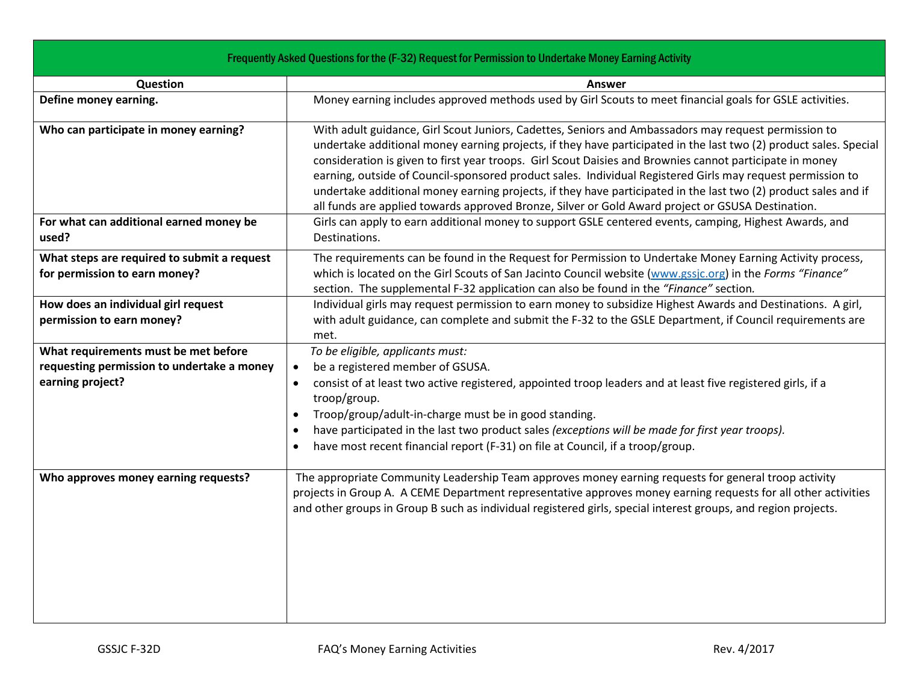| Frequently Asked Questions for the (F-32) Request for Permission to Undertake Money Earning Activity | |
|---|---|
| **Question** | **Answer** |
| **Define money earning.** | Money earning includes approved methods used by Girl Scouts to meet financial goals for GSLE activities. |
| **Who can participate in money earning?** | With adult guidance, Girl Scout Juniors, Cadettes, Seniors and Ambassadors may request permission to undertake additional money earning projects, if they have participated in the last two (2) product sales. Special consideration is given to first year troops. Girl Scout Daisies and Brownies cannot participate in money earning, outside of Council-sponsored product sales. Individual Registered Girls may request permission to undertake additional money earning projects, if they have participated in the last two (2) product sales and if all funds are applied towards approved Bronze, Silver or Gold Award project or GSUSA Destination. |
| **For what can additional earned money be used?** | Girls can apply to earn additional money to support GSLE centered events, camping, Highest Awards, and Destinations. |
| **What steps are required to submit a request for permission to earn money?** | The requirements can be found in the Request for Permission to Undertake Money Earning Activity process, which is located on the Girl Scouts of San Jacinto Council website (www.gssjc.org) in the *Forms "Finance"* section. The supplemental F-32 application can also be found in the *"Finance"* section. |
| **How does an individual girl request permission to earn money?** | Individual girls may request permission to earn money to subsidize Highest Awards and Destinations. A girl, with adult guidance, can complete and submit the F-32 to the GSLE Department, if Council requirements are met. |
| **What requirements must be met before requesting permission to undertake a money earning project?** | *To be eligible, applicants must:*<br>• be a registered member of GSUSA.<br>• consist of at least two active registered, appointed troop leaders and at least five registered girls, if a troop/group.<br>• Troop/group/adult-in-charge must be in good standing.<br>• have participated in the last two product sales *(exceptions will be made for first year troops).*<br>• have most recent financial report (F-31) on file at Council, if a troop/group. |
| **Who approves money earning requests?** | The appropriate Community Leadership Team approves money earning requests for general troop activity projects in Group A. A CEME Department representative approves money earning requests for all other activities and other groups in Group B such as individual registered girls, special interest groups, and region projects. |

GSSJC F-32D FAQ's Money Earning Activities Rev. 4/2017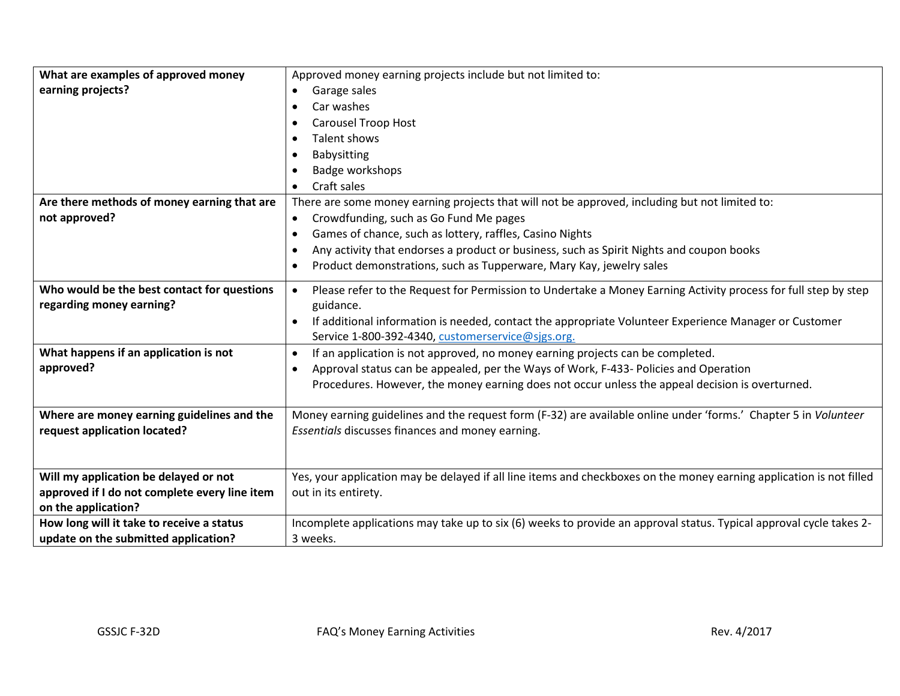| | |
|---|---|
| **What are examples of approved money earning projects?** | Approved money earning projects include but not limited to:<br>• Garage sales<br>• Car washes<br>• Carousel Troop Host<br>• Talent shows<br>• Babysitting<br>• Badge workshops<br>• Craft sales |
| **Are there methods of money earning that are not approved?** | There are some money earning projects that will not be approved, including but not limited to:<br>• Crowdfunding, such as Go Fund Me pages<br>• Games of chance, such as lottery, raffles, Casino Nights<br>• Any activity that endorses a product or business, such as Spirit Nights and coupon books<br>• Product demonstrations, such as Tupperware, Mary Kay, jewelry sales |
| **Who would be the best contact for questions regarding money earning?** | • Please refer to the Request for Permission to Undertake a Money Earning Activity process for full step by step guidance.<br>• If additional information is needed, contact the appropriate Volunteer Experience Manager or Customer Service 1-800-392-4340, customerservice@sjgs.org. |
| **What happens if an application is not approved?** | • If an application is not approved, no money earning projects can be completed.<br>• Approval status can be appealed, per the Ways of Work, F-433- Policies and Operation Procedures. However, the money earning does not occur unless the appeal decision is overturned. |
| **Where are money earning guidelines and the request application located?** | Money earning guidelines and the request form (F-32) are available online under 'forms.' Chapter 5 in *Volunteer Essentials* discusses finances and money earning. |
| **Will my application be delayed or not approved if I do not complete every line item on the application?** | Yes, your application may be delayed if all line items and checkboxes on the money earning application is not filled out in its entirety. |
| **How long will it take to receive a status update on the submitted application?** | Incomplete applications may take up to six (6) weeks to provide an approval status. Typical approval cycle takes 2-3 weeks. |